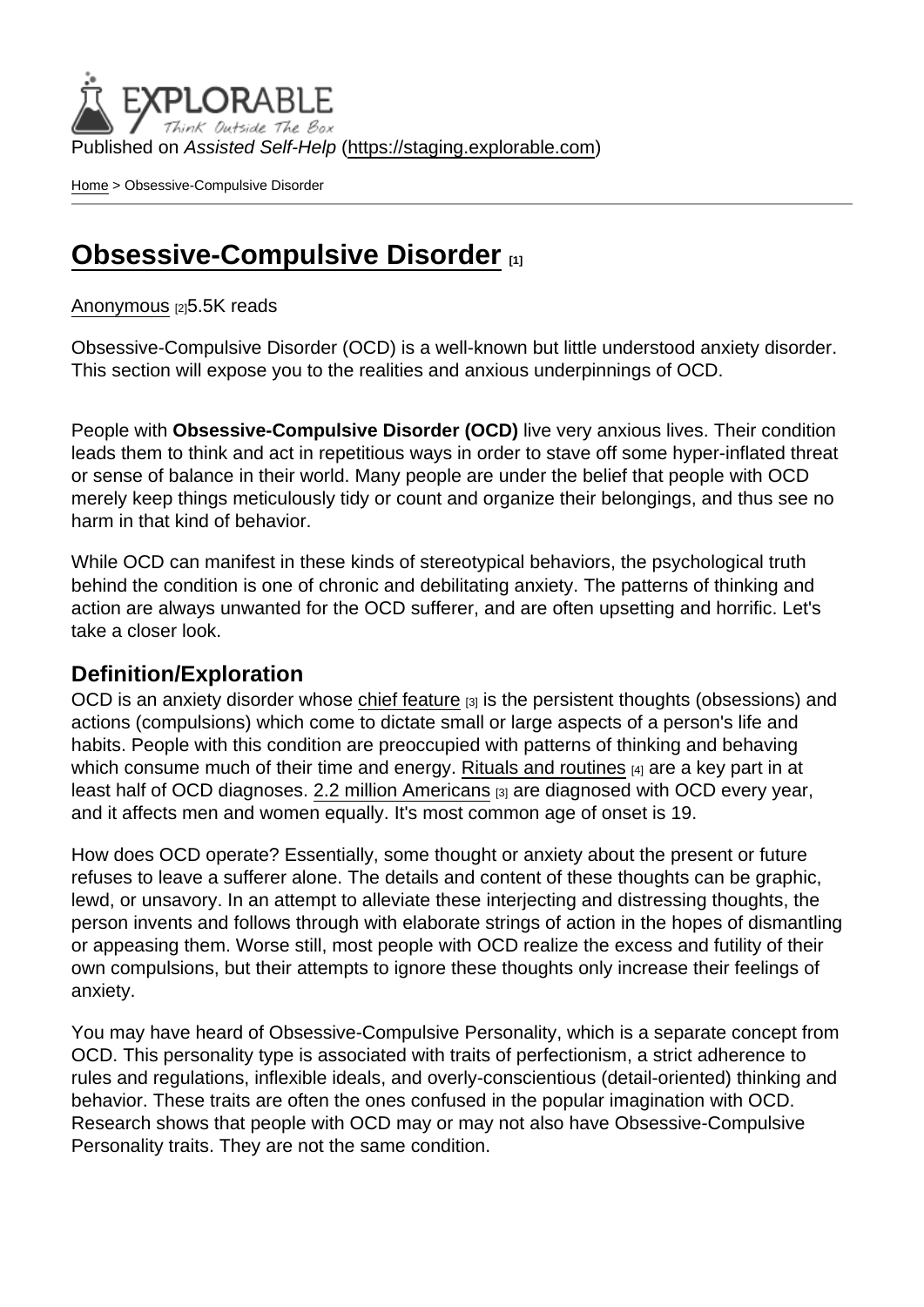Published on *Assisted Self-Help* (https://staging.explorable.com)

Home > Obsessive-Compulsive Disorder

# Obsessive-Compulsive Disorder [1]

Anonymous [2] 5.5K reads

Obsessive-Compulsive Disorder (OCD) is a well-known but little understood anxiety disorder. This section will expose you to the realities and anxious underpinnings of OCD.

People with **Obsessive-Compulsive Disorder (OCD)** live very anxious lives. Their condition leads them to think and act in repetitious ways in order to stave off some hyper-inflated threat or sense of balance in their world. Many people are under the belief that people with OCD merely keep things meticulously tidy or count and organize their belongings, and thus see no harm in that kind of behavior.

While OCD can manifest in these kinds of stereotypical behaviors, the psychological truth behind the condition is one of chronic and debilitating anxiety. The patterns of thinking and action are always unwanted for the OCD sufferer, and are often upsetting and horrific. Let's take a closer look.

## Definition/Exploration

OCD is an anxiety disorder whose chief feature [3] is the persistent thoughts (obsessions) and actions (compulsions) which come to dictate small or large aspects of a person's life and habits. People with this condition are preoccupied with patterns of thinking and behaving which consume much of their time and energy. Rituals and routines [4] are a key part in at least half of OCD diagnoses. 2.2 million Americans [3] are diagnosed with OCD every year, and it affects men and women equally. It's most common age of onset is 19.

How does OCD operate? Essentially, some thought or anxiety about the present or future refuses to leave a sufferer alone. The details and content of these thoughts can be graphic, lewd, or unsavory. In an attempt to alleviate these interjecting and distressing thoughts, the person invents and follows through with elaborate strings of action in the hopes of dismantling or appeasing them. Worse still, most people with OCD realize the excess and futility of their own compulsions, but their attempts to ignore these thoughts only increase their feelings of anxiety.

You may have heard of Obsessive-Compulsive Personality, which is a separate concept from OCD. This personality type is associated with traits of perfectionism, a strict adherence to rules and regulations, inflexible ideals, and overly-conscientious (detail-oriented) thinking and behavior. These traits are often the ones confused in the popular imagination with OCD. Research shows that people with OCD may or may not also have Obsessive-Compulsive Personality traits. They are not the same condition.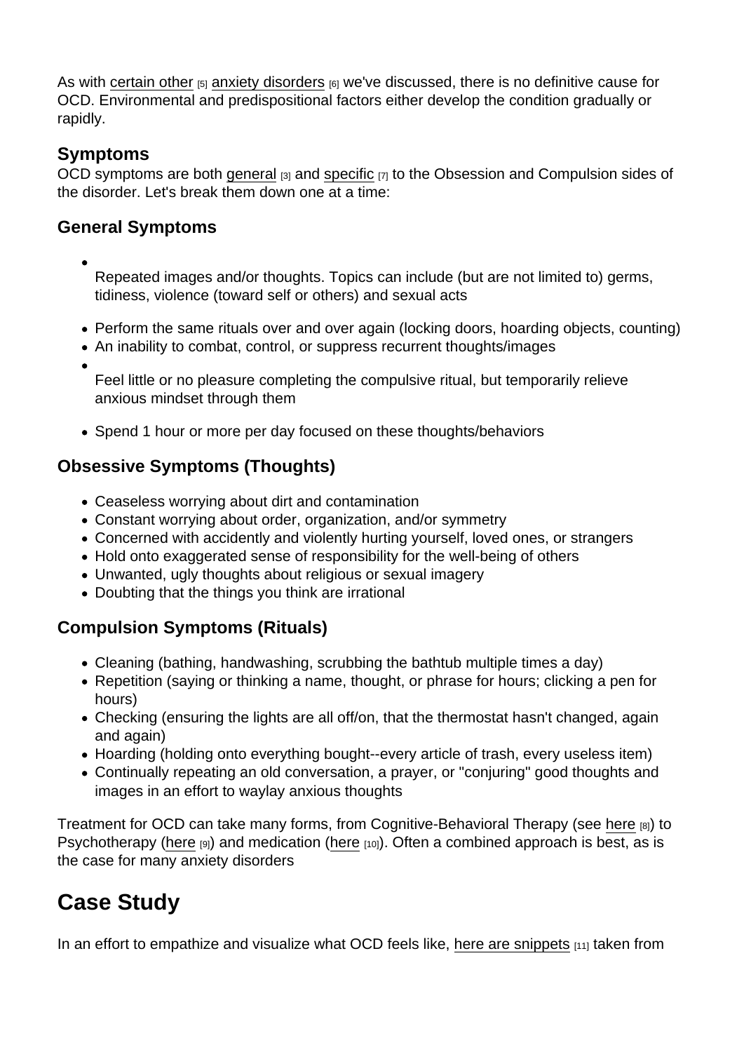As with certain other [5] anxiety disorders [6] we've discussed, there is no definitive cause for OCD. Environmental and predispositional factors either develop the condition gradually or rapidly.

### Symptoms

OCD symptoms are both general [3] and specific [7] to the Obsession and Compulsion sides of the disorder. Let's break them down one at a time:

### General Symptoms

- Repeated images and/or thoughts. Topics can include (but are not limited to) germs, tidiness, violence (toward self or others) and sexual acts
- Perform the same rituals over and over again (locking doors, hoarding objects, counting)
- An inability to combat, control, or suppress recurrent thoughts/images
- Feel little or no pleasure completing the compulsive ritual, but temporarily relieve anxious mindset through them
- Spend 1 hour or more per day focused on these thoughts/behaviors

### Obsessive Symptoms (Thoughts)

- Ceaseless worrying about dirt and contamination
- Constant worrying about order, organization, and/or symmetry
- Concerned with accidently and violently hurting yourself, loved ones, or strangers
- Hold onto exaggerated sense of responsibility for the well-being of others
- Unwanted, ugly thoughts about religious or sexual imagery
- Doubting that the things you think are irrational

### Compulsion Symptoms (Rituals)

- Cleaning (bathing, handwashing, scrubbing the bathtub multiple times a day)
- Repetition (saying or thinking a name, thought, or phrase for hours; clicking a pen for hours)
- Checking (ensuring the lights are all off/on, that the thermostat hasn't changed, again and again)
- Hoarding (holding onto everything bought--every article of trash, every useless item)
- Continually repeating an old conversation, a prayer, or "conjuring" good thoughts and images in an effort to waylay anxious thoughts

Treatment for OCD can take many forms, from Cognitive-Behavioral Therapy (see here [8]) to Psychotherapy (here [9]) and medication (here [10]). Often a combined approach is best, as is the case for many anxiety disorders

## Case Study

In an effort to empathize and visualize what OCD feels like, here are snippets [11] taken from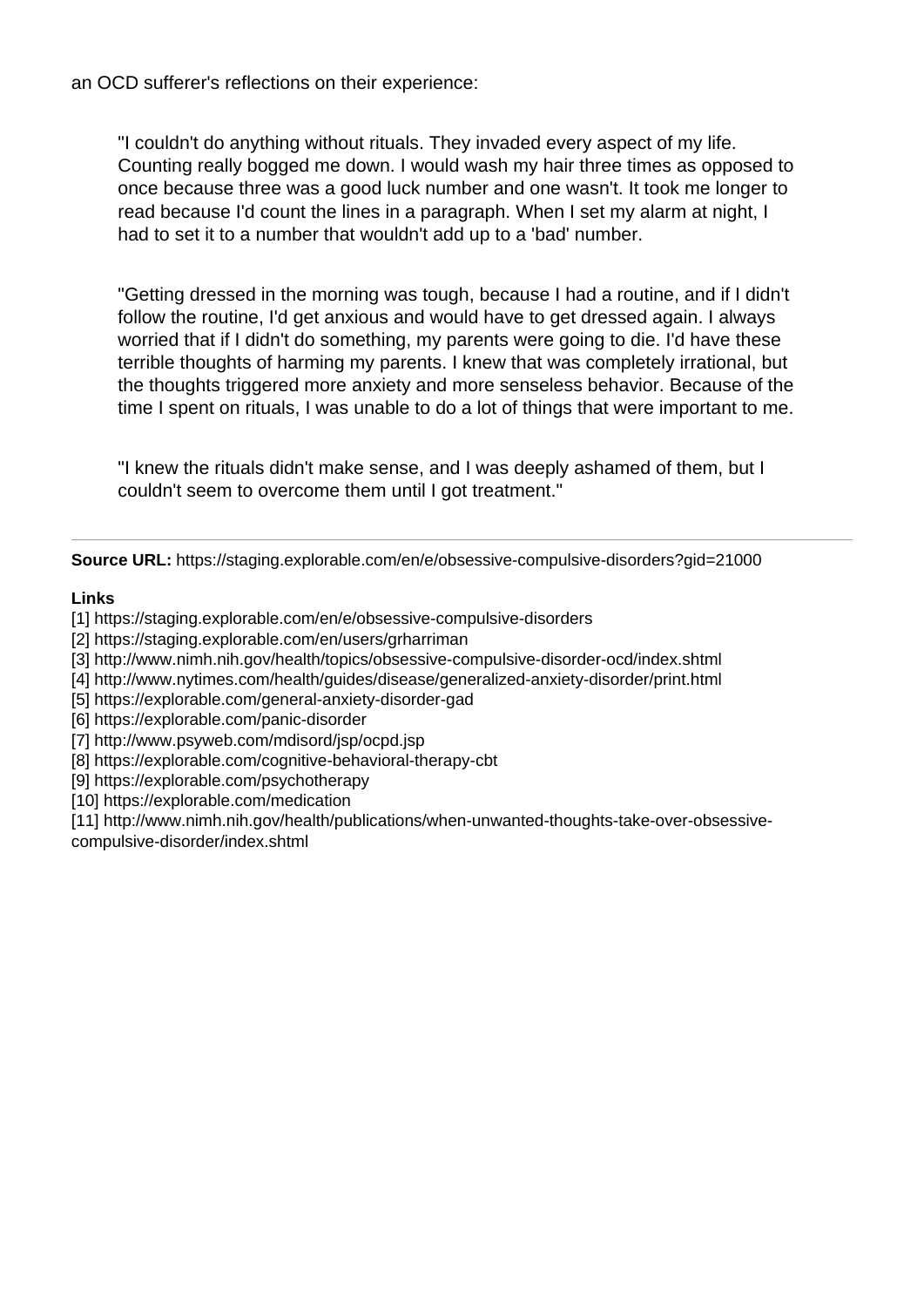an OCD sufferer's reflections on their experience:

> "I couldn't do anything without rituals. They invaded every aspect of my life. Counting really bogged me down. I would wash my hair three times as opposed to once because three was a good luck number and one wasn't. It took me longer to read because I'd count the lines in a paragraph. When I set my alarm at night, I had to set it to a number that wouldn't add up to a 'bad' number.
>
> "Getting dressed in the morning was tough, because I had a routine, and if I didn't follow the routine, I'd get anxious and would have to get dressed again. I always worried that if I didn't do something, my parents were going to die. I'd have these terrible thoughts of harming my parents. I knew that was completely irrational, but the thoughts triggered more anxiety and more senseless behavior. Because of the time I spent on rituals, I was unable to do a lot of things that were important to me.
>
> "I knew the rituals didn't make sense, and I was deeply ashamed of them, but I couldn't seem to overcome them until I got treatment."

---

**Source URL:** https://staging.explorable.com/en/e/obsessive-compulsive-disorders?gid=21000

**Links**

[1] https://staging.explorable.com/en/e/obsessive-compulsive-disorders
[2] https://staging.explorable.com/en/users/grharriman
[3] http://www.nimh.nih.gov/health/topics/obsessive-compulsive-disorder-ocd/index.shtml
[4] http://www.nytimes.com/health/guides/disease/generalized-anxiety-disorder/print.html
[5] https://explorable.com/general-anxiety-disorder-gad
[6] https://explorable.com/panic-disorder
[7] http://www.psyweb.com/mdisord/jsp/ocpd.jsp
[8] https://explorable.com/cognitive-behavioral-therapy-cbt
[9] https://explorable.com/psychotherapy
[10] https://explorable.com/medication
[11] http://www.nimh.nih.gov/health/publications/when-unwanted-thoughts-take-over-obsessive-compulsive-disorder/index.shtml